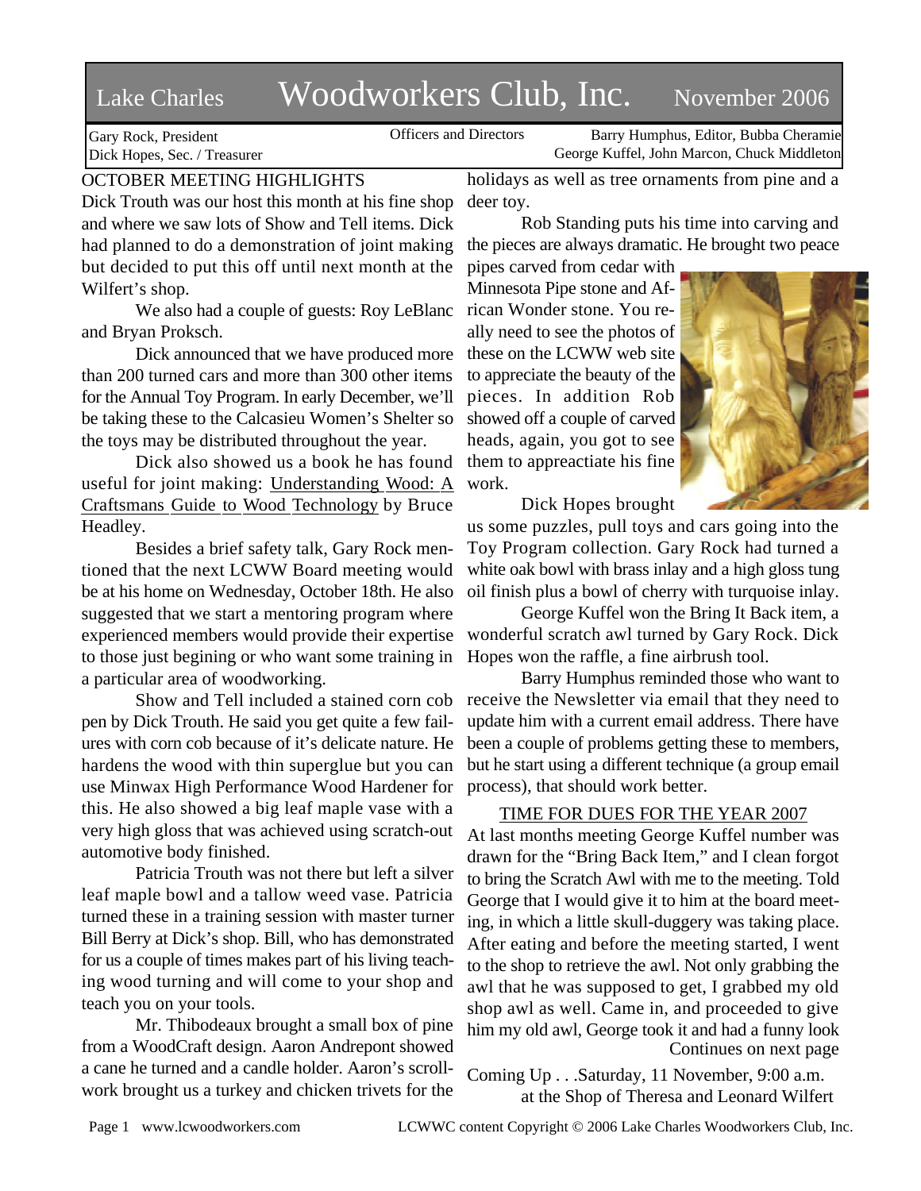# Lake Charles Woodworkers Club, Inc. November 2006

Gary Rock, President
Dick Hopes, Sec. / Treasurer

Officers and Directors

Barry Humphus, Editor, Bubba Cheramie
George Kuffel, John Marcon, Chuck Middleton

## OCTOBER MEETING HIGHLIGHTS

Dick Trouth was our host this month at his fine shop and where we saw lots of Show and Tell items. Dick had planned to do a demonstration of joint making but decided to put this off until next month at the Wilfert's shop.

We also had a couple of guests: Roy LeBlanc and Bryan Proksch.

Dick announced that we have produced more than 200 turned cars and more than 300 other items for the Annual Toy Program. In early December, we'll be taking these to the Calcasieu Women's Shelter so the toys may be distributed throughout the year.

Dick also showed us a book he has found useful for joint making: Understanding Wood: A Craftsmans Guide to Wood Technology by Bruce Headley.

Besides a brief safety talk, Gary Rock mentioned that the next LCWW Board meeting would be at his home on Wednesday, October 18th. He also suggested that we start a mentoring program where experienced members would provide their expertise to those just begining or who want some training in a particular area of woodworking.

Show and Tell included a stained corn cob pen by Dick Trouth. He said you get quite a few failures with corn cob because of it's delicate nature. He hardens the wood with thin superglue but you can use Minwax High Performance Wood Hardener for this. He also showed a big leaf maple vase with a very high gloss that was achieved using scratch-out automotive body finished.

Patricia Trouth was not there but left a silver leaf maple bowl and a tallow weed vase. Patricia turned these in a training session with master turner Bill Berry at Dick's shop. Bill, who has demonstrated for us a couple of times makes part of his living teaching wood turning and will come to your shop and teach you on your tools.

Mr. Thibodeaux brought a small box of pine from a WoodCraft design. Aaron Andrepont showed a cane he turned and a candle holder. Aaron's scrollwork brought us a turkey and chicken trivets for the holidays as well as tree ornaments from pine and a deer toy.

Rob Standing puts his time into carving and the pieces are always dramatic. He brought two peace pipes carved from cedar with Minnesota Pipe stone and African Wonder stone. You really need to see the photos of these on the LCWW web site to appreciate the beauty of the pieces. In addition Rob showed off a couple of carved heads, again, you got to see them to appreactiate his fine work.

Dick Hopes brought us some puzzles, pull toys and cars going into the Toy Program collection. Gary Rock had turned a white oak bowl with brass inlay and a high gloss tung oil finish plus a bowl of cherry with turquoise inlay.

George Kuffel won the Bring It Back item, a wonderful scratch awl turned by Gary Rock. Dick Hopes won the raffle, a fine airbrush tool.

Barry Humphus reminded those who want to receive the Newsletter via email that they need to update him with a current email address. There have been a couple of problems getting these to members, but he start using a different technique (a group email process), that should work better.

## TIME FOR DUES FOR THE YEAR 2007

At last months meeting George Kuffel number was drawn for the "Bring Back Item," and I clean forgot to bring the Scratch Awl with me to the meeting. Told George that I would give it to him at the board meeting, in which a little skull-duggery was taking place. After eating and before the meeting started, I went to the shop to retrieve the awl. Not only grabbing the awl that he was supposed to get, I grabbed my old shop awl as well. Came in, and proceeded to give him my old awl, George took it and had a funny look

Continues on next page

Coming Up . . .Saturday, 11 November, 9:00 a.m.
at the Shop of Theresa and Leonard Wilfert

www.lcwoodworkers.com LCWWC content Copyright © 2006 Lake Charles Woodworkers Club, Inc.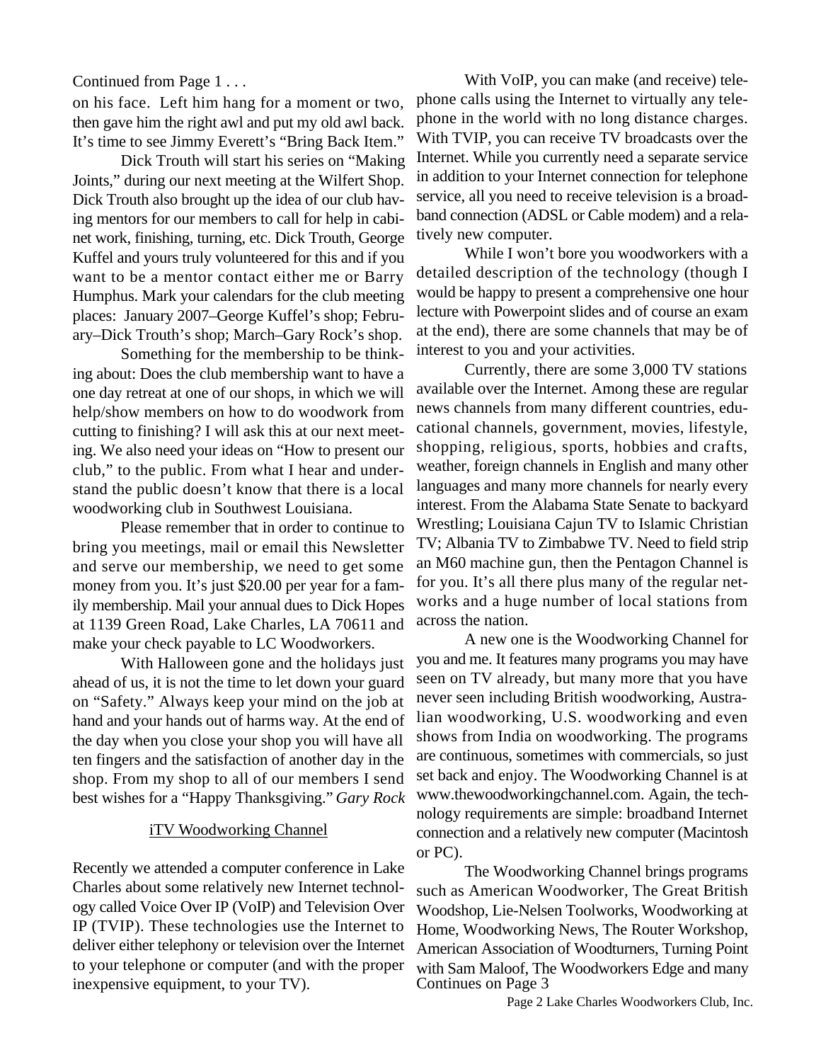Continued from Page 1 . . .

on his face. Left him hang for a moment or two, then gave him the right awl and put my old awl back. It's time to see Jimmy Everett's "Bring Back Item."

Dick Trouth will start his series on "Making Joints," during our next meeting at the Wilfert Shop. Dick Trouth also brought up the idea of our club having mentors for our members to call for help in cabinet work, finishing, turning, etc. Dick Trouth, George Kuffel and yours truly volunteered for this and if you want to be a mentor contact either me or Barry Humphus. Mark your calendars for the club meeting places: January 2007–George Kuffel's shop; February–Dick Trouth's shop; March–Gary Rock's shop.

Something for the membership to be thinking about: Does the club membership want to have a one day retreat at one of our shops, in which we will help/show members on how to do woodwork from cutting to finishing? I will ask this at our next meeting. We also need your ideas on "How to present our club," to the public. From what I hear and understand the public doesn't know that there is a local woodworking club in Southwest Louisiana.

Please remember that in order to continue to bring you meetings, mail or email this Newsletter and serve our membership, we need to get some money from you. It's just $20.00 per year for a family membership. Mail your annual dues to Dick Hopes at 1139 Green Road, Lake Charles, LA 70611 and make your check payable to LC Woodworkers.

With Halloween gone and the holidays just ahead of us, it is not the time to let down your guard on "Safety." Always keep your mind on the job at hand and your hands out of harms way. At the end of the day when you close your shop you will have all ten fingers and the satisfaction of another day in the shop. From my shop to all of our members I send best wishes for a "Happy Thanksgiving." *Gary Rock*

## iTV Woodworking Channel

Recently we attended a computer conference in Lake Charles about some relatively new Internet technology called Voice Over IP (VoIP) and Television Over IP (TVIP). These technologies use the Internet to deliver either telephony or television over the Internet to your telephone or computer (and with the proper inexpensive equipment, to your TV).

With VoIP, you can make (and receive) telephone calls using the Internet to virtually any telephone in the world with no long distance charges. With TVIP, you can receive TV broadcasts over the Internet. While you currently need a separate service in addition to your Internet connection for telephone service, all you need to receive television is a broadband connection (ADSL or Cable modem) and a relatively new computer.

While I won't bore you woodworkers with a detailed description of the technology (though I would be happy to present a comprehensive one hour lecture with Powerpoint slides and of course an exam at the end), there are some channels that may be of interest to you and your activities.

Currently, there are some 3,000 TV stations available over the Internet. Among these are regular news channels from many different countries, educational channels, government, movies, lifestyle, shopping, religious, sports, hobbies and crafts, weather, foreign channels in English and many other languages and many more channels for nearly every interest. From the Alabama State Senate to backyard Wrestling; Louisiana Cajun TV to Islamic Christian TV; Albania TV to Zimbabwe TV. Need to field strip an M60 machine gun, then the Pentagon Channel is for you. It's all there plus many of the regular networks and a huge number of local stations from across the nation.

A new one is the Woodworking Channel for you and me. It features many programs you may have seen on TV already, but many more that you have never seen including British woodworking, Australian woodworking, U.S. woodworking and even shows from India on woodworking. The programs are continuous, sometimes with commercials, so just set back and enjoy. The Woodworking Channel is at www.thewoodworkingchannel.com. Again, the technology requirements are simple: broadband Internet connection and a relatively new computer (Macintosh or PC).

The Woodworking Channel brings programs such as American Woodworker, The Great British Woodshop, Lie-Nelsen Toolworks, Woodworking at Home, Woodworking News, The Router Workshop, American Association of Woodturners, Turning Point with Sam Maloof, The Woodworkers Edge and many

Continues on Page 3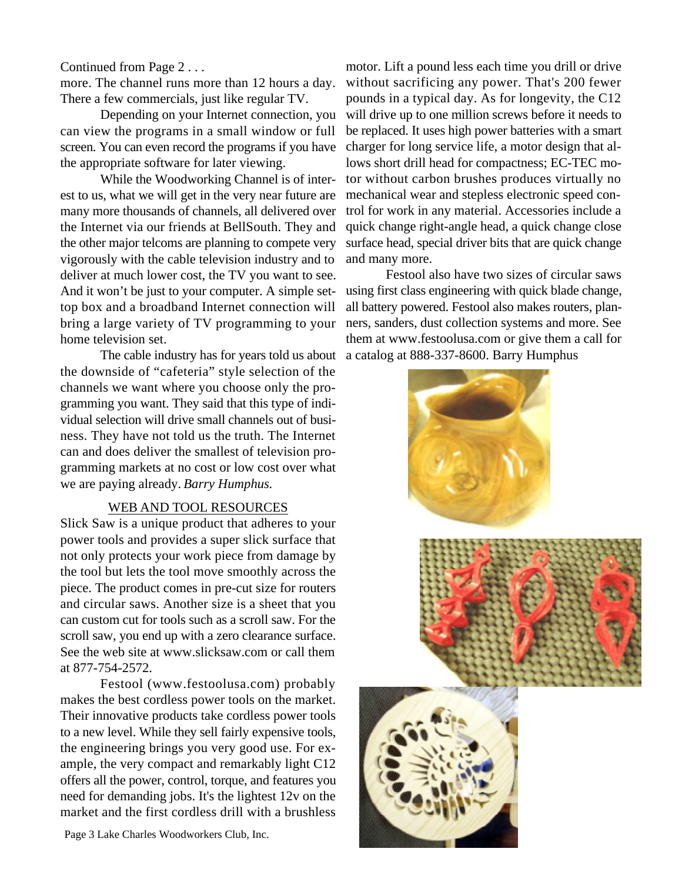Continued from Page 2 . . .

more. The channel runs more than 12 hours a day. There a few commercials, just like regular TV.

Depending on your Internet connection, you can view the programs in a small window or full screen. You can even record the programs if you have the appropriate software for later viewing.

While the Woodworking Channel is of interest to us, what we will get in the very near future are many more thousands of channels, all delivered over the Internet via our friends at BellSouth. They and the other major telcoms are planning to compete very vigorously with the cable television industry and to deliver at much lower cost, the TV you want to see. And it won't be just to your computer. A simple set-top box and a broadband Internet connection will bring a large variety of TV programming to your home television set.

The cable industry has for years told us about the downside of "cafeteria" style selection of the channels we want where you choose only the programming you want. They said that this type of individual selection will drive small channels out of business. They have not told us the truth. The Internet can and does deliver the smallest of television programming markets at no cost or low cost over what we are paying already. *Barry Humphus.*

## WEB AND TOOL RESOURCES

Slick Saw is a unique product that adheres to your power tools and provides a super slick surface that not only protects your work piece from damage by the tool but lets the tool move smoothly across the piece. The product comes in pre-cut size for routers and circular saws. Another size is a sheet that you can custom cut for tools such as a scroll saw. For the scroll saw, you end up with a zero clearance surface. See the web site at www.slicksaw.com or call them at 877-754-2572.

Festool (www.festoolusa.com) probably makes the best cordless power tools on the market. Their innovative products take cordless power tools to a new level. While they sell fairly expensive tools, the engineering brings you very good use. For example, the very compact and remarkably light C12 offers all the power, control, torque, and features you need for demanding jobs. It's the lightest 12v on the market and the first cordless drill with a brushless motor. Lift a pound less each time you drill or drive without sacrificing any power. That's 200 fewer pounds in a typical day. As for longevity, the C12 will drive up to one million screws before it needs to be replaced. It uses high power batteries with a smart charger for long service life, a motor design that allows short drill head for compactness; EC-TEC motor without carbon brushes produces virtually no mechanical wear and stepless electronic speed control for work in any material. Accessories include a quick change right-angle head, a quick change close surface head, special driver bits that are quick change and many more.

Festool also have two sizes of circular saws using first class engineering with quick blade change, all battery powered. Festool also makes routers, planners, sanders, dust collection systems and more. See them at www.festoolusa.com or give them a call for a catalog at 888-337-8600. Barry Humphus

Page 3 Lake Charles Woodworkers Club, Inc.